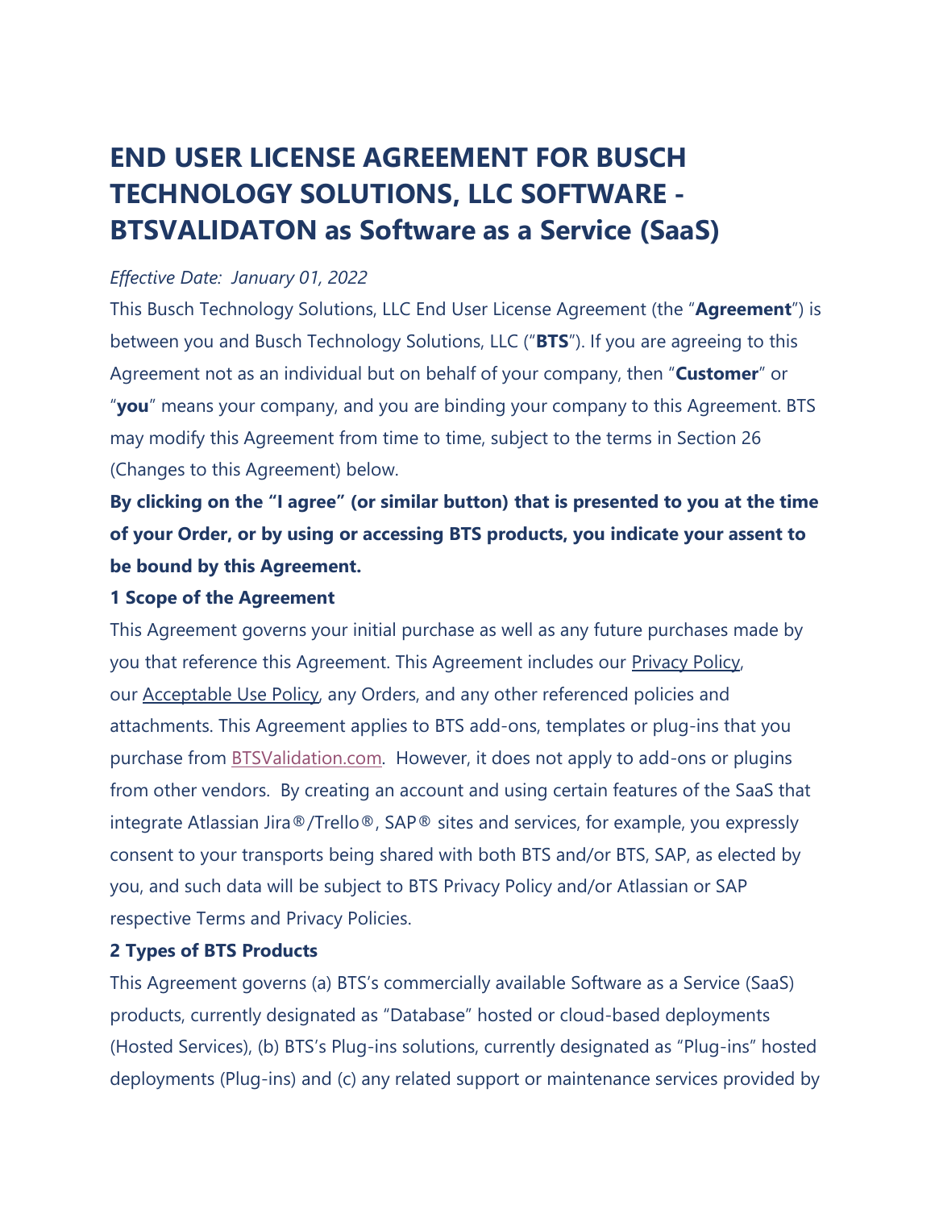# END USER LICENSE AGREEMENT FOR BUSCH TECHNOLOGY SOLUTIONS, LLC SOFTWARE - BTSVALIDATON as Software as a Service (SaaS)

*Effective Date: January 01, 2022*

This Busch Technology Solutions, LLC End User License Agreement (the "**Agreement**") is between you and Busch Technology Solutions, LLC ("**BTS**"). If you are agreeing to this Agreement not as an individual but on behalf of your company, then "**Customer**" or "**you**" means your company, and you are binding your company to this Agreement. BTS may modify this Agreement from time to time, subject to the terms in Section 26 (Changes to this Agreement) below.

**By clicking on the "I agree" (or similar button) that is presented to you at the time of your Order, or by using or accessing BTS products, you indicate your assent to be bound by this Agreement.**

**1 Scope of the Agreement**

This Agreement governs your initial purchase as well as any future purchases made by you that reference this Agreement. This Agreement includes our Privacy Policy, our Acceptable Use Policy, any Orders, and any other referenced policies and attachments. This Agreement applies to BTS add-ons, templates or plug-ins that you purchase from BTSValidation.com. However, it does not apply to add-ons or plugins from other vendors. By creating an account and using certain features of the SaaS that integrate Atlassian Jira®/Trello®, SAP® sites and services, for example, you expressly consent to your transports being shared with both BTS and/or BTS, SAP, as elected by you, and such data will be subject to BTS Privacy Policy and/or Atlassian or SAP respective Terms and Privacy Policies.

**2 Types of BTS Products**

This Agreement governs (a) BTS's commercially available Software as a Service (SaaS) products, currently designated as "Database" hosted or cloud-based deployments (Hosted Services), (b) BTS's Plug-ins solutions, currently designated as "Plug-ins" hosted deployments (Plug-ins) and (c) any related support or maintenance services provided by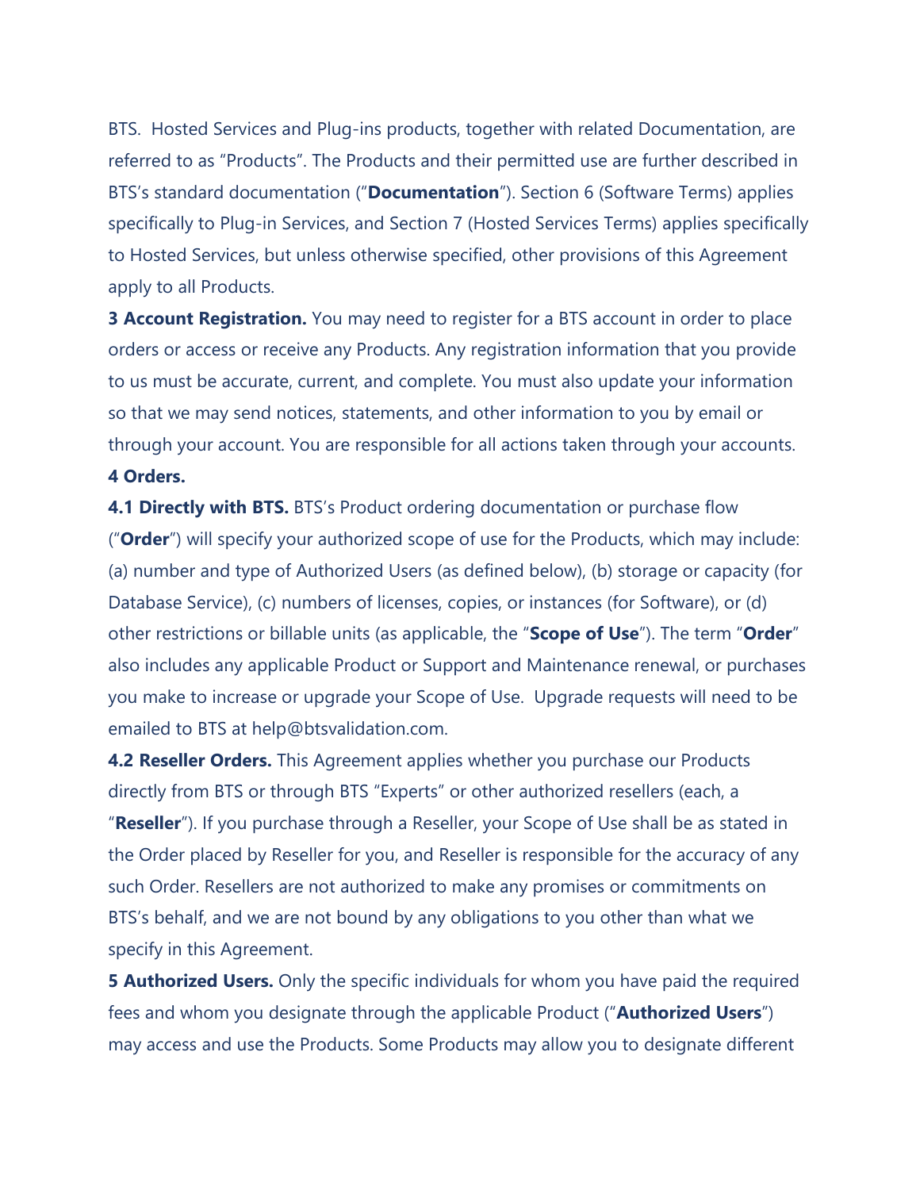BTS. Hosted Services and Plug-ins products, together with related Documentation, are referred to as “Products”. The Products and their permitted use are further described in BTS’s standard documentation (“**Documentation**”). Section 6 (Software Terms) applies specifically to Plug-in Services, and Section 7 (Hosted Services Terms) applies specifically to Hosted Services, but unless otherwise specified, other provisions of this Agreement apply to all Products.

**3 Account Registration.** You may need to register for a BTS account in order to place orders or access or receive any Products. Any registration information that you provide to us must be accurate, current, and complete. You must also update your information so that we may send notices, statements, and other information to you by email or through your account. You are responsible for all actions taken through your accounts.

**4 Orders.**

**4.1 Directly with BTS.** BTS’s Product ordering documentation or purchase flow (“**Order**”) will specify your authorized scope of use for the Products, which may include: (a) number and type of Authorized Users (as defined below), (b) storage or capacity (for Database Service), (c) numbers of licenses, copies, or instances (for Software), or (d) other restrictions or billable units (as applicable, the “**Scope of Use**”). The term “**Order**” also includes any applicable Product or Support and Maintenance renewal, or purchases you make to increase or upgrade your Scope of Use. Upgrade requests will need to be emailed to BTS at help@btsvalidation.com.

**4.2 Reseller Orders.** This Agreement applies whether you purchase our Products directly from BTS or through BTS “Experts” or other authorized resellers (each, a “**Reseller**”). If you purchase through a Reseller, your Scope of Use shall be as stated in the Order placed by Reseller for you, and Reseller is responsible for the accuracy of any such Order. Resellers are not authorized to make any promises or commitments on BTS’s behalf, and we are not bound by any obligations to you other than what we specify in this Agreement.

**5 Authorized Users.** Only the specific individuals for whom you have paid the required fees and whom you designate through the applicable Product (“**Authorized Users**”) may access and use the Products. Some Products may allow you to designate different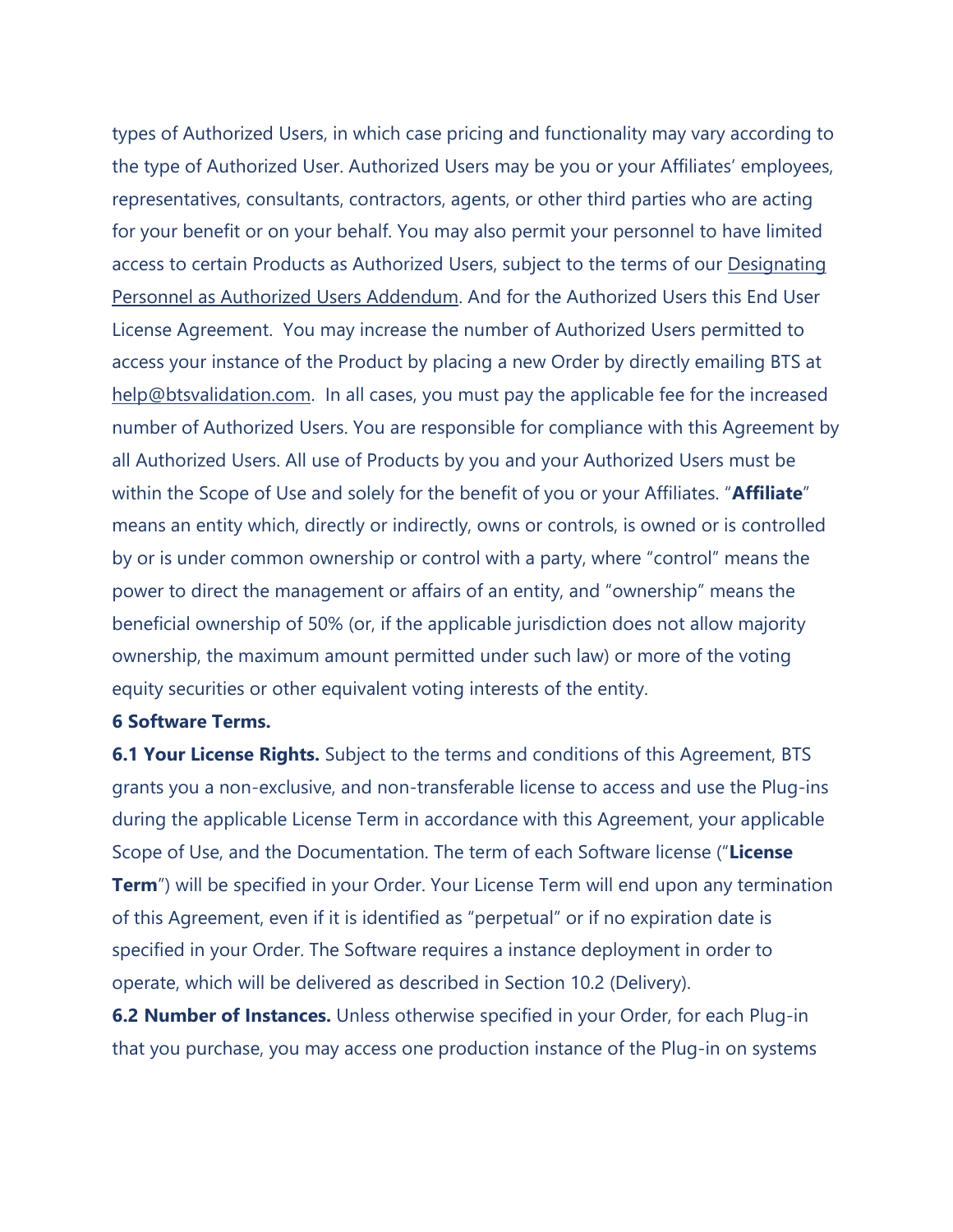types of Authorized Users, in which case pricing and functionality may vary according to the type of Authorized User. Authorized Users may be you or your Affiliates' employees, representatives, consultants, contractors, agents, or other third parties who are acting for your benefit or on your behalf. You may also permit your personnel to have limited access to certain Products as Authorized Users, subject to the terms of our Designating Personnel as Authorized Users Addendum. And for the Authorized Users this End User License Agreement. You may increase the number of Authorized Users permitted to access your instance of the Product by placing a new Order by directly emailing BTS at help@btsvalidation.com. In all cases, you must pay the applicable fee for the increased number of Authorized Users. You are responsible for compliance with this Agreement by all Authorized Users. All use of Products by you and your Authorized Users must be within the Scope of Use and solely for the benefit of you or your Affiliates. "**Affiliate**" means an entity which, directly or indirectly, owns or controls, is owned or is controlled by or is under common ownership or control with a party, where "control" means the power to direct the management or affairs of an entity, and "ownership" means the beneficial ownership of 50% (or, if the applicable jurisdiction does not allow majority ownership, the maximum amount permitted under such law) or more of the voting equity securities or other equivalent voting interests of the entity.

**6 Software Terms.**

**6.1 Your License Rights.** Subject to the terms and conditions of this Agreement, BTS grants you a non-exclusive, and non-transferable license to access and use the Plug-ins during the applicable License Term in accordance with this Agreement, your applicable Scope of Use, and the Documentation. The term of each Software license ("**License Term**") will be specified in your Order. Your License Term will end upon any termination of this Agreement, even if it is identified as "perpetual" or if no expiration date is specified in your Order. The Software requires a instance deployment in order to operate, which will be delivered as described in Section 10.2 (Delivery).

**6.2 Number of Instances.** Unless otherwise specified in your Order, for each Plug-in that you purchase, you may access one production instance of the Plug-in on systems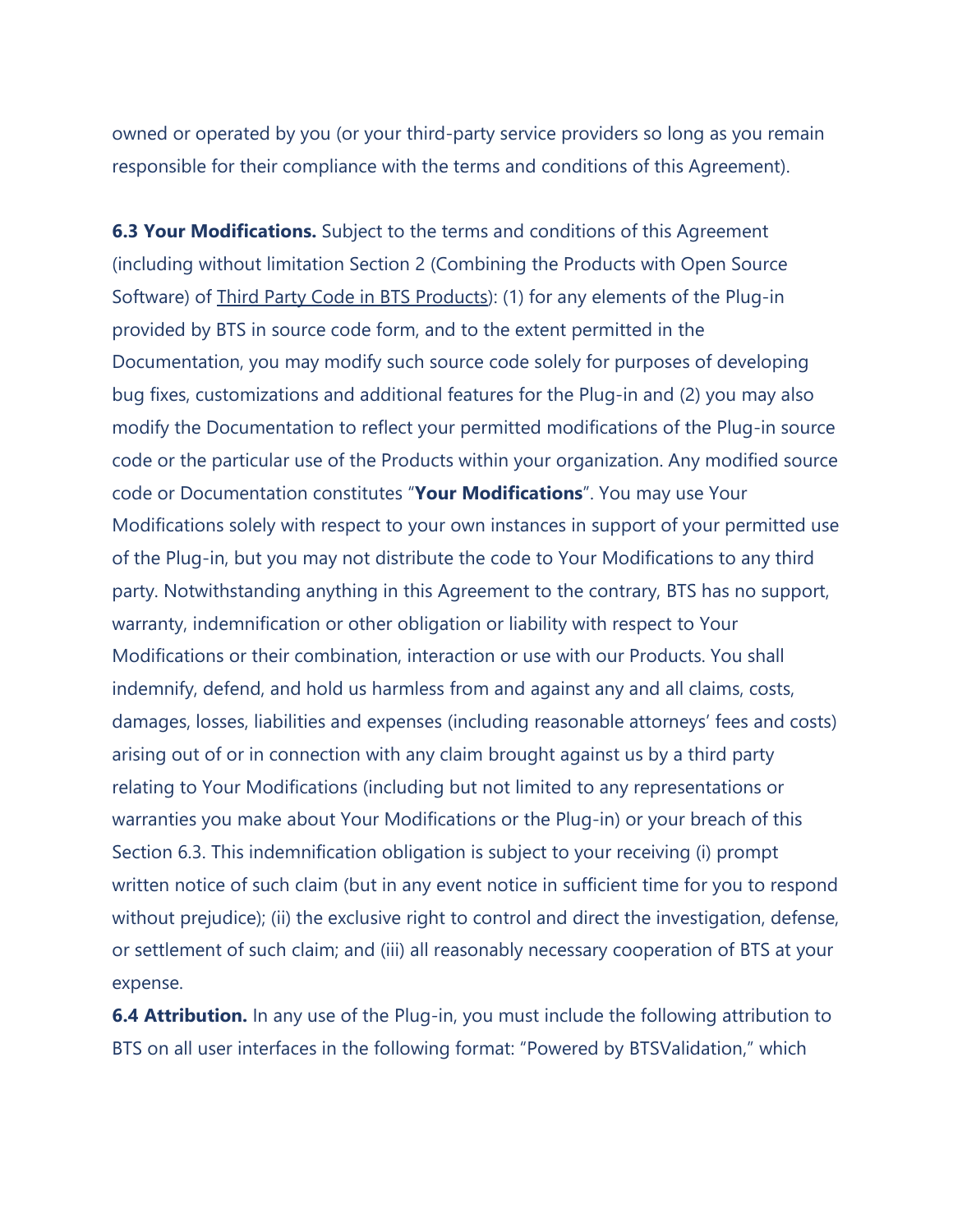owned or operated by you (or your third-party service providers so long as you remain responsible for their compliance with the terms and conditions of this Agreement).

**6.3 Your Modifications.** Subject to the terms and conditions of this Agreement (including without limitation Section 2 (Combining the Products with Open Source Software) of Third Party Code in BTS Products): (1) for any elements of the Plug-in provided by BTS in source code form, and to the extent permitted in the Documentation, you may modify such source code solely for purposes of developing bug fixes, customizations and additional features for the Plug-in and (2) you may also modify the Documentation to reflect your permitted modifications of the Plug-in source code or the particular use of the Products within your organization. Any modified source code or Documentation constitutes "**Your Modifications**". You may use Your Modifications solely with respect to your own instances in support of your permitted use of the Plug-in, but you may not distribute the code to Your Modifications to any third party. Notwithstanding anything in this Agreement to the contrary, BTS has no support, warranty, indemnification or other obligation or liability with respect to Your Modifications or their combination, interaction or use with our Products. You shall indemnify, defend, and hold us harmless from and against any and all claims, costs, damages, losses, liabilities and expenses (including reasonable attorneys' fees and costs) arising out of or in connection with any claim brought against us by a third party relating to Your Modifications (including but not limited to any representations or warranties you make about Your Modifications or the Plug-in) or your breach of this Section 6.3. This indemnification obligation is subject to your receiving (i) prompt written notice of such claim (but in any event notice in sufficient time for you to respond without prejudice); (ii) the exclusive right to control and direct the investigation, defense, or settlement of such claim; and (iii) all reasonably necessary cooperation of BTS at your expense.

**6.4 Attribution.** In any use of the Plug-in, you must include the following attribution to BTS on all user interfaces in the following format: "Powered by BTSValidation," which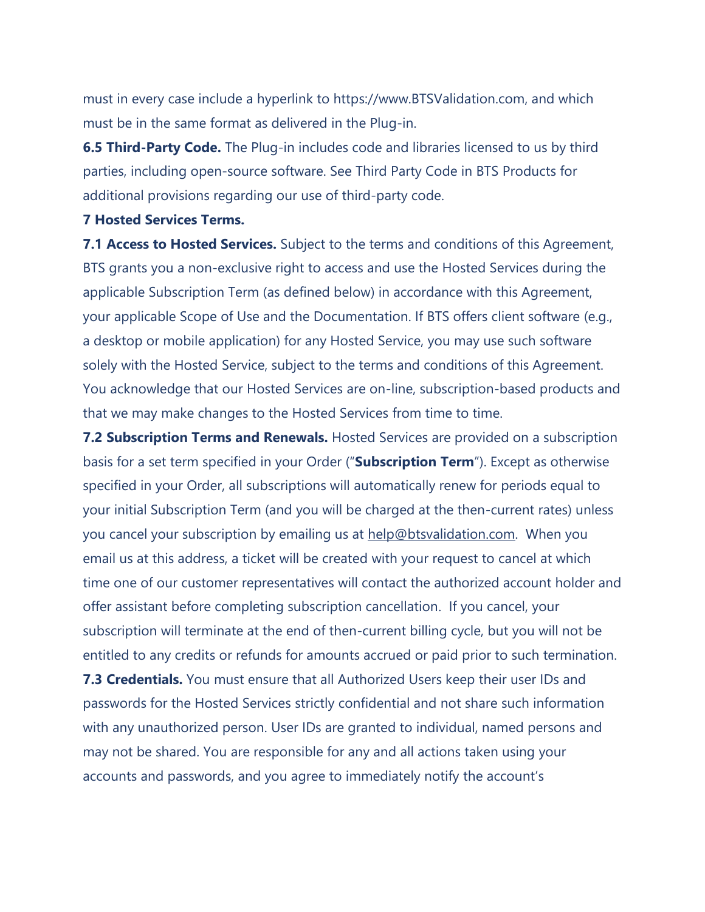must in every case include a hyperlink to https://www.BTSValidation.com, and which must be in the same format as delivered in the Plug-in.

**6.5 Third-Party Code.** The Plug-in includes code and libraries licensed to us by third parties, including open-source software. See Third Party Code in BTS Products for additional provisions regarding our use of third-party code.

**7 Hosted Services Terms.**

**7.1 Access to Hosted Services.** Subject to the terms and conditions of this Agreement, BTS grants you a non-exclusive right to access and use the Hosted Services during the applicable Subscription Term (as defined below) in accordance with this Agreement, your applicable Scope of Use and the Documentation. If BTS offers client software (e.g., a desktop or mobile application) for any Hosted Service, you may use such software solely with the Hosted Service, subject to the terms and conditions of this Agreement. You acknowledge that our Hosted Services are on-line, subscription-based products and that we may make changes to the Hosted Services from time to time.

**7.2 Subscription Terms and Renewals.** Hosted Services are provided on a subscription basis for a set term specified in your Order ("**Subscription Term**"). Except as otherwise specified in your Order, all subscriptions will automatically renew for periods equal to your initial Subscription Term (and you will be charged at the then-current rates) unless you cancel your subscription by emailing us at help@btsvalidation.com. When you email us at this address, a ticket will be created with your request to cancel at which time one of our customer representatives will contact the authorized account holder and offer assistant before completing subscription cancellation. If you cancel, your subscription will terminate at the end of then-current billing cycle, but you will not be entitled to any credits or refunds for amounts accrued or paid prior to such termination.

**7.3 Credentials.** You must ensure that all Authorized Users keep their user IDs and passwords for the Hosted Services strictly confidential and not share such information with any unauthorized person. User IDs are granted to individual, named persons and may not be shared. You are responsible for any and all actions taken using your accounts and passwords, and you agree to immediately notify the account's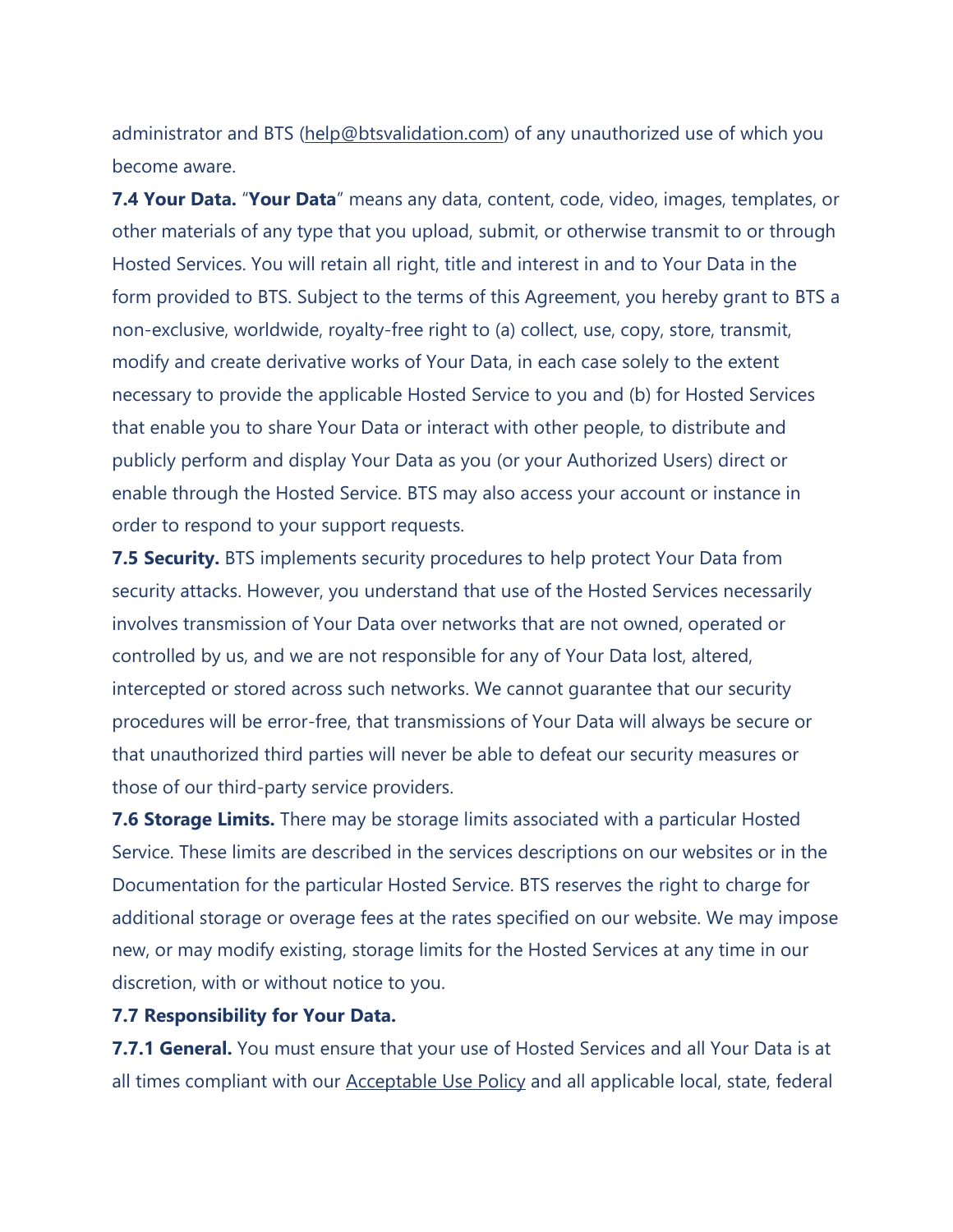administrator and BTS (help@btsvalidation.com) of any unauthorized use of which you become aware.

**7.4 Your Data.** "**Your Data**" means any data, content, code, video, images, templates, or other materials of any type that you upload, submit, or otherwise transmit to or through Hosted Services. You will retain all right, title and interest in and to Your Data in the form provided to BTS. Subject to the terms of this Agreement, you hereby grant to BTS a non-exclusive, worldwide, royalty-free right to (a) collect, use, copy, store, transmit, modify and create derivative works of Your Data, in each case solely to the extent necessary to provide the applicable Hosted Service to you and (b) for Hosted Services that enable you to share Your Data or interact with other people, to distribute and publicly perform and display Your Data as you (or your Authorized Users) direct or enable through the Hosted Service. BTS may also access your account or instance in order to respond to your support requests.

**7.5 Security.** BTS implements security procedures to help protect Your Data from security attacks. However, you understand that use of the Hosted Services necessarily involves transmission of Your Data over networks that are not owned, operated or controlled by us, and we are not responsible for any of Your Data lost, altered, intercepted or stored across such networks. We cannot guarantee that our security procedures will be error-free, that transmissions of Your Data will always be secure or that unauthorized third parties will never be able to defeat our security measures or those of our third-party service providers.

**7.6 Storage Limits.** There may be storage limits associated with a particular Hosted Service. These limits are described in the services descriptions on our websites or in the Documentation for the particular Hosted Service. BTS reserves the right to charge for additional storage or overage fees at the rates specified on our website. We may impose new, or may modify existing, storage limits for the Hosted Services at any time in our discretion, with or without notice to you.

**7.7 Responsibility for Your Data.**

**7.7.1 General.** You must ensure that your use of Hosted Services and all Your Data is at all times compliant with our Acceptable Use Policy and all applicable local, state, federal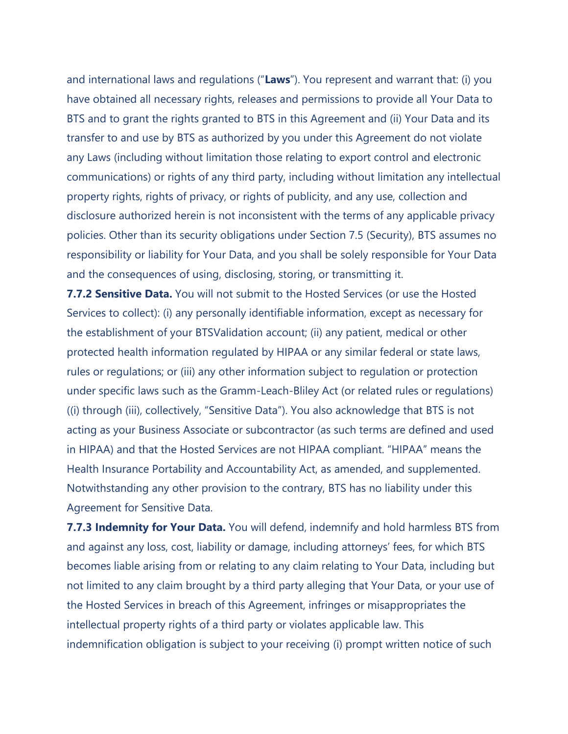and international laws and regulations ("**Laws**"). You represent and warrant that: (i) you have obtained all necessary rights, releases and permissions to provide all Your Data to BTS and to grant the rights granted to BTS in this Agreement and (ii) Your Data and its transfer to and use by BTS as authorized by you under this Agreement do not violate any Laws (including without limitation those relating to export control and electronic communications) or rights of any third party, including without limitation any intellectual property rights, rights of privacy, or rights of publicity, and any use, collection and disclosure authorized herein is not inconsistent with the terms of any applicable privacy policies. Other than its security obligations under Section 7.5 (Security), BTS assumes no responsibility or liability for Your Data, and you shall be solely responsible for Your Data and the consequences of using, disclosing, storing, or transmitting it.

**7.7.2 Sensitive Data.** You will not submit to the Hosted Services (or use the Hosted Services to collect): (i) any personally identifiable information, except as necessary for the establishment of your BTSValidation account; (ii) any patient, medical or other protected health information regulated by HIPAA or any similar federal or state laws, rules or regulations; or (iii) any other information subject to regulation or protection under specific laws such as the Gramm-Leach-Bliley Act (or related rules or regulations) ((i) through (iii), collectively, "Sensitive Data"). You also acknowledge that BTS is not acting as your Business Associate or subcontractor (as such terms are defined and used in HIPAA) and that the Hosted Services are not HIPAA compliant. "HIPAA" means the Health Insurance Portability and Accountability Act, as amended, and supplemented. Notwithstanding any other provision to the contrary, BTS has no liability under this Agreement for Sensitive Data.

**7.7.3 Indemnity for Your Data.** You will defend, indemnify and hold harmless BTS from and against any loss, cost, liability or damage, including attorneys' fees, for which BTS becomes liable arising from or relating to any claim relating to Your Data, including but not limited to any claim brought by a third party alleging that Your Data, or your use of the Hosted Services in breach of this Agreement, infringes or misappropriates the intellectual property rights of a third party or violates applicable law. This indemnification obligation is subject to your receiving (i) prompt written notice of such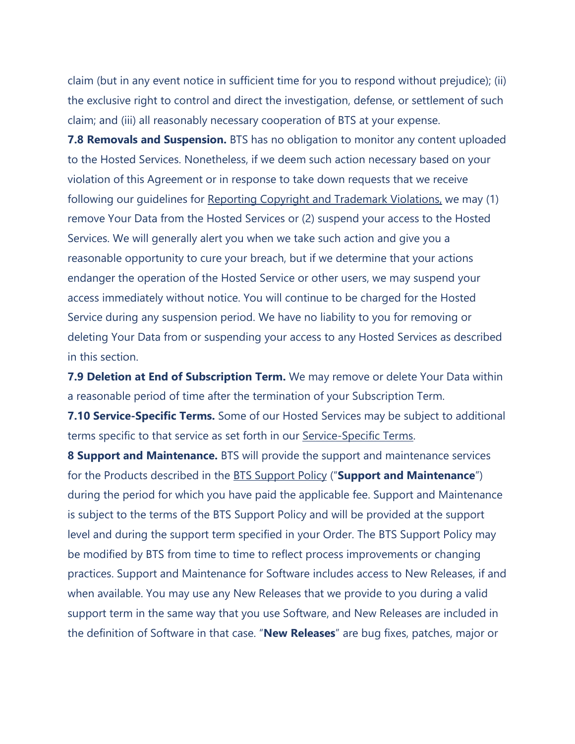claim (but in any event notice in sufficient time for you to respond without prejudice); (ii) the exclusive right to control and direct the investigation, defense, or settlement of such claim; and (iii) all reasonably necessary cooperation of BTS at your expense.

**7.8 Removals and Suspension.** BTS has no obligation to monitor any content uploaded to the Hosted Services. Nonetheless, if we deem such action necessary based on your violation of this Agreement or in response to take down requests that we receive following our guidelines for Reporting Copyright and Trademark Violations, we may (1) remove Your Data from the Hosted Services or (2) suspend your access to the Hosted Services. We will generally alert you when we take such action and give you a reasonable opportunity to cure your breach, but if we determine that your actions endanger the operation of the Hosted Service or other users, we may suspend your access immediately without notice. You will continue to be charged for the Hosted Service during any suspension period. We have no liability to you for removing or deleting Your Data from or suspending your access to any Hosted Services as described in this section.

**7.9 Deletion at End of Subscription Term.** We may remove or delete Your Data within a reasonable period of time after the termination of your Subscription Term.

**7.10 Service-Specific Terms.** Some of our Hosted Services may be subject to additional terms specific to that service as set forth in our Service-Specific Terms.

**8 Support and Maintenance.** BTS will provide the support and maintenance services for the Products described in the BTS Support Policy ("**Support and Maintenance**") during the period for which you have paid the applicable fee. Support and Maintenance is subject to the terms of the BTS Support Policy and will be provided at the support level and during the support term specified in your Order. The BTS Support Policy may be modified by BTS from time to time to reflect process improvements or changing practices. Support and Maintenance for Software includes access to New Releases, if and when available. You may use any New Releases that we provide to you during a valid support term in the same way that you use Software, and New Releases are included in the definition of Software in that case. "**New Releases**" are bug fixes, patches, major or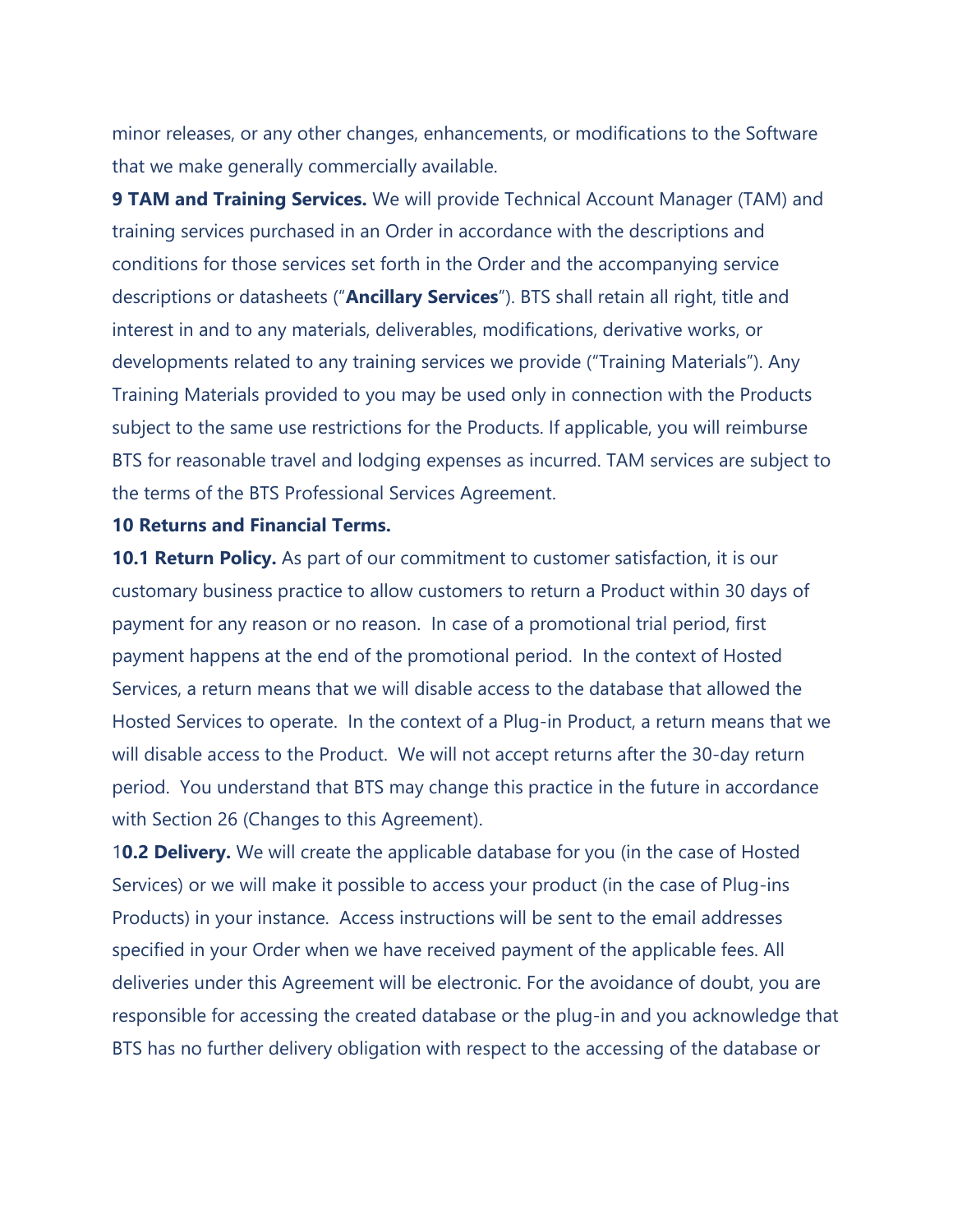minor releases, or any other changes, enhancements, or modifications to the Software that we make generally commercially available.

**9 TAM and Training Services.** We will provide Technical Account Manager (TAM) and training services purchased in an Order in accordance with the descriptions and conditions for those services set forth in the Order and the accompanying service descriptions or datasheets ("**Ancillary Services**"). BTS shall retain all right, title and interest in and to any materials, deliverables, modifications, derivative works, or developments related to any training services we provide ("Training Materials"). Any Training Materials provided to you may be used only in connection with the Products subject to the same use restrictions for the Products. If applicable, you will reimburse BTS for reasonable travel and lodging expenses as incurred. TAM services are subject to the terms of the BTS Professional Services Agreement.

**10 Returns and Financial Terms.**

**10.1 Return Policy.** As part of our commitment to customer satisfaction, it is our customary business practice to allow customers to return a Product within 30 days of payment for any reason or no reason. In case of a promotional trial period, first payment happens at the end of the promotional period. In the context of Hosted Services, a return means that we will disable access to the database that allowed the Hosted Services to operate. In the context of a Plug-in Product, a return means that we will disable access to the Product. We will not accept returns after the 30-day return period. You understand that BTS may change this practice in the future in accordance with Section 26 (Changes to this Agreement).

1**0.2 Delivery.** We will create the applicable database for you (in the case of Hosted Services) or we will make it possible to access your product (in the case of Plug-ins Products) in your instance. Access instructions will be sent to the email addresses specified in your Order when we have received payment of the applicable fees. All deliveries under this Agreement will be electronic. For the avoidance of doubt, you are responsible for accessing the created database or the plug-in and you acknowledge that BTS has no further delivery obligation with respect to the accessing of the database or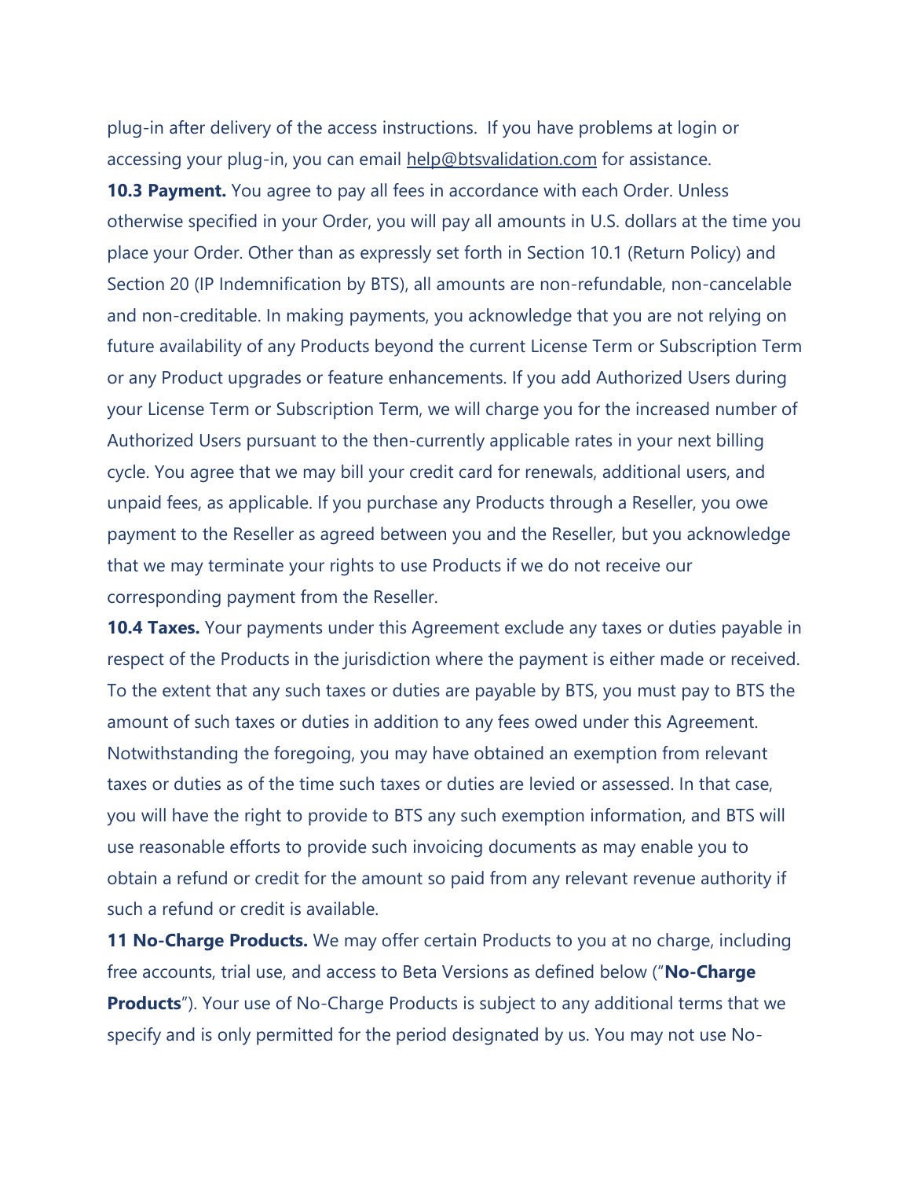plug-in after delivery of the access instructions. If you have problems at login or accessing your plug-in, you can email help@btsvalidation.com for assistance.

**10.3 Payment.** You agree to pay all fees in accordance with each Order. Unless otherwise specified in your Order, you will pay all amounts in U.S. dollars at the time you place your Order. Other than as expressly set forth in Section 10.1 (Return Policy) and Section 20 (IP Indemnification by BTS), all amounts are non-refundable, non-cancelable and non-creditable. In making payments, you acknowledge that you are not relying on future availability of any Products beyond the current License Term or Subscription Term or any Product upgrades or feature enhancements. If you add Authorized Users during your License Term or Subscription Term, we will charge you for the increased number of Authorized Users pursuant to the then-currently applicable rates in your next billing cycle. You agree that we may bill your credit card for renewals, additional users, and unpaid fees, as applicable. If you purchase any Products through a Reseller, you owe payment to the Reseller as agreed between you and the Reseller, but you acknowledge that we may terminate your rights to use Products if we do not receive our corresponding payment from the Reseller.

**10.4 Taxes.** Your payments under this Agreement exclude any taxes or duties payable in respect of the Products in the jurisdiction where the payment is either made or received. To the extent that any such taxes or duties are payable by BTS, you must pay to BTS the amount of such taxes or duties in addition to any fees owed under this Agreement. Notwithstanding the foregoing, you may have obtained an exemption from relevant taxes or duties as of the time such taxes or duties are levied or assessed. In that case, you will have the right to provide to BTS any such exemption information, and BTS will use reasonable efforts to provide such invoicing documents as may enable you to obtain a refund or credit for the amount so paid from any relevant revenue authority if such a refund or credit is available.

**11 No-Charge Products.** We may offer certain Products to you at no charge, including free accounts, trial use, and access to Beta Versions as defined below ("**No-Charge Products**"). Your use of No-Charge Products is subject to any additional terms that we specify and is only permitted for the period designated by us. You may not use No-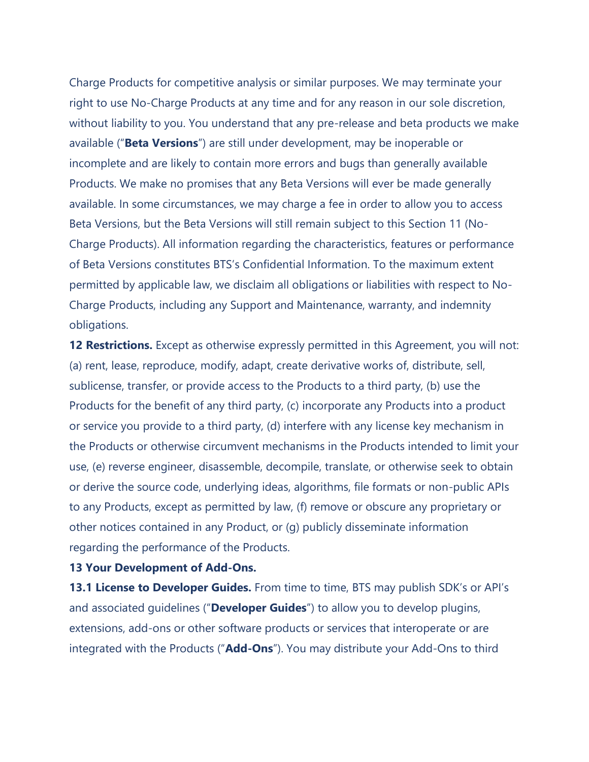Charge Products for competitive analysis or similar purposes. We may terminate your right to use No-Charge Products at any time and for any reason in our sole discretion, without liability to you. You understand that any pre-release and beta products we make available ("**Beta Versions**") are still under development, may be inoperable or incomplete and are likely to contain more errors and bugs than generally available Products. We make no promises that any Beta Versions will ever be made generally available. In some circumstances, we may charge a fee in order to allow you to access Beta Versions, but the Beta Versions will still remain subject to this Section 11 (No-Charge Products). All information regarding the characteristics, features or performance of Beta Versions constitutes BTS's Confidential Information. To the maximum extent permitted by applicable law, we disclaim all obligations or liabilities with respect to No-Charge Products, including any Support and Maintenance, warranty, and indemnity obligations.

**12 Restrictions.** Except as otherwise expressly permitted in this Agreement, you will not: (a) rent, lease, reproduce, modify, adapt, create derivative works of, distribute, sell, sublicense, transfer, or provide access to the Products to a third party, (b) use the Products for the benefit of any third party, (c) incorporate any Products into a product or service you provide to a third party, (d) interfere with any license key mechanism in the Products or otherwise circumvent mechanisms in the Products intended to limit your use, (e) reverse engineer, disassemble, decompile, translate, or otherwise seek to obtain or derive the source code, underlying ideas, algorithms, file formats or non-public APIs to any Products, except as permitted by law, (f) remove or obscure any proprietary or other notices contained in any Product, or (g) publicly disseminate information regarding the performance of the Products.

**13 Your Development of Add-Ons.**

**13.1 License to Developer Guides.** From time to time, BTS may publish SDK's or API's and associated guidelines ("**Developer Guides**") to allow you to develop plugins, extensions, add-ons or other software products or services that interoperate or are integrated with the Products ("**Add-Ons**"). You may distribute your Add-Ons to third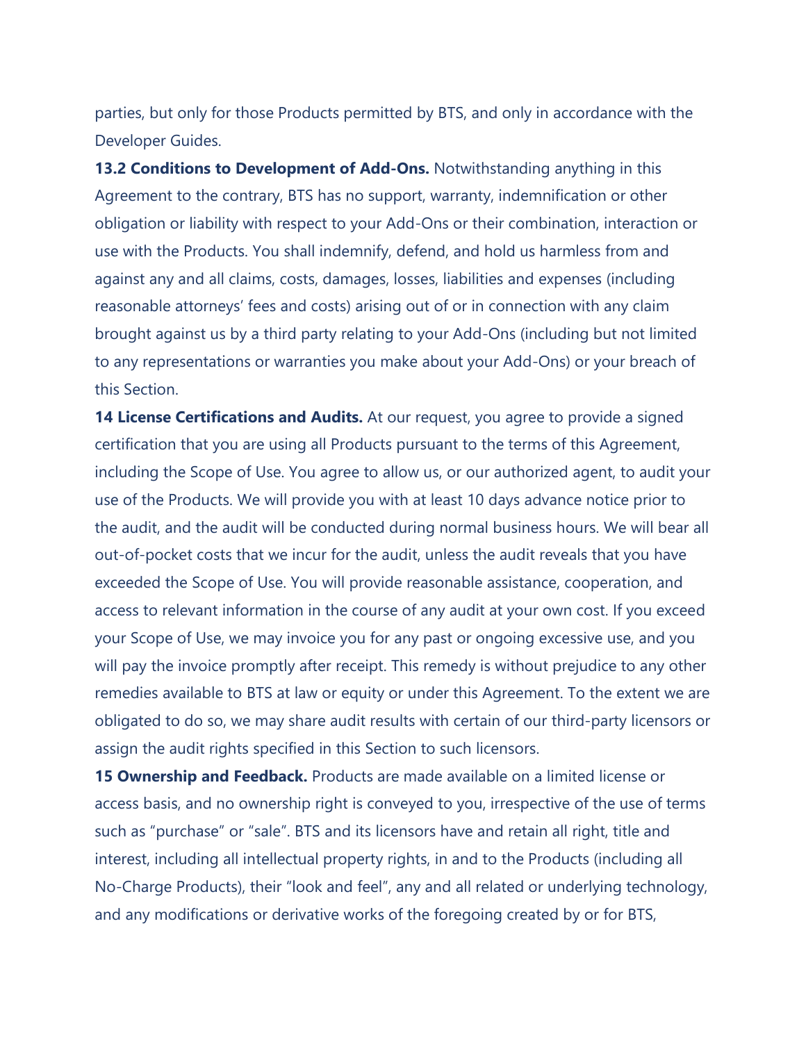parties, but only for those Products permitted by BTS, and only in accordance with the Developer Guides.

**13.2 Conditions to Development of Add-Ons.** Notwithstanding anything in this Agreement to the contrary, BTS has no support, warranty, indemnification or other obligation or liability with respect to your Add-Ons or their combination, interaction or use with the Products. You shall indemnify, defend, and hold us harmless from and against any and all claims, costs, damages, losses, liabilities and expenses (including reasonable attorneys' fees and costs) arising out of or in connection with any claim brought against us by a third party relating to your Add-Ons (including but not limited to any representations or warranties you make about your Add-Ons) or your breach of this Section.

**14 License Certifications and Audits.** At our request, you agree to provide a signed certification that you are using all Products pursuant to the terms of this Agreement, including the Scope of Use. You agree to allow us, or our authorized agent, to audit your use of the Products. We will provide you with at least 10 days advance notice prior to the audit, and the audit will be conducted during normal business hours. We will bear all out-of-pocket costs that we incur for the audit, unless the audit reveals that you have exceeded the Scope of Use. You will provide reasonable assistance, cooperation, and access to relevant information in the course of any audit at your own cost. If you exceed your Scope of Use, we may invoice you for any past or ongoing excessive use, and you will pay the invoice promptly after receipt. This remedy is without prejudice to any other remedies available to BTS at law or equity or under this Agreement. To the extent we are obligated to do so, we may share audit results with certain of our third-party licensors or assign the audit rights specified in this Section to such licensors.

**15 Ownership and Feedback.** Products are made available on a limited license or access basis, and no ownership right is conveyed to you, irrespective of the use of terms such as "purchase" or "sale". BTS and its licensors have and retain all right, title and interest, including all intellectual property rights, in and to the Products (including all No-Charge Products), their "look and feel", any and all related or underlying technology, and any modifications or derivative works of the foregoing created by or for BTS,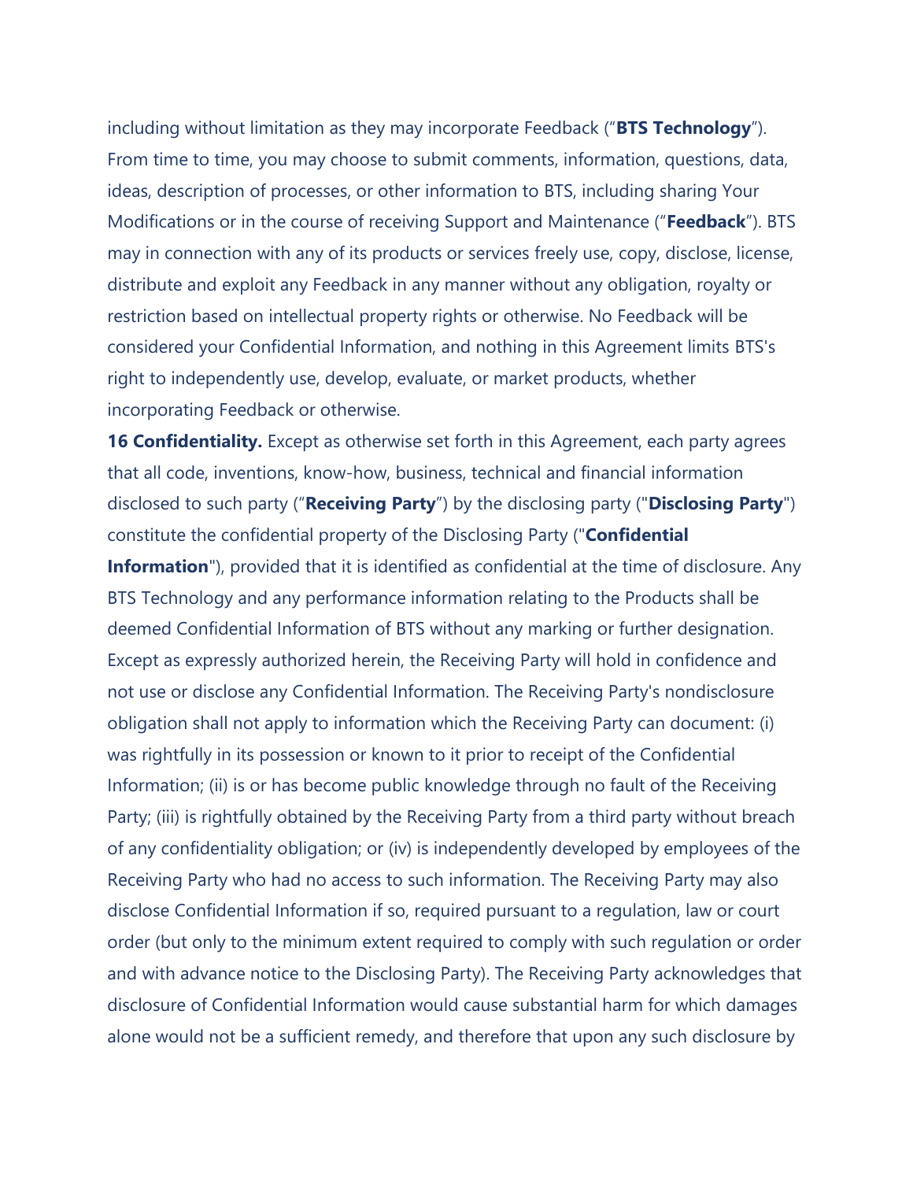including without limitation as they may incorporate Feedback ("**BTS Technology**"). From time to time, you may choose to submit comments, information, questions, data, ideas, description of processes, or other information to BTS, including sharing Your Modifications or in the course of receiving Support and Maintenance ("**Feedback**"). BTS may in connection with any of its products or services freely use, copy, disclose, license, distribute and exploit any Feedback in any manner without any obligation, royalty or restriction based on intellectual property rights or otherwise. No Feedback will be considered your Confidential Information, and nothing in this Agreement limits BTS's right to independently use, develop, evaluate, or market products, whether incorporating Feedback or otherwise.

**16 Confidentiality.** Except as otherwise set forth in this Agreement, each party agrees that all code, inventions, know-how, business, technical and financial information disclosed to such party ("**Receiving Party**") by the disclosing party ("**Disclosing Party**") constitute the confidential property of the Disclosing Party ("**Confidential Information**"), provided that it is identified as confidential at the time of disclosure. Any BTS Technology and any performance information relating to the Products shall be deemed Confidential Information of BTS without any marking or further designation. Except as expressly authorized herein, the Receiving Party will hold in confidence and not use or disclose any Confidential Information. The Receiving Party's nondisclosure obligation shall not apply to information which the Receiving Party can document: (i) was rightfully in its possession or known to it prior to receipt of the Confidential Information; (ii) is or has become public knowledge through no fault of the Receiving Party; (iii) is rightfully obtained by the Receiving Party from a third party without breach of any confidentiality obligation; or (iv) is independently developed by employees of the Receiving Party who had no access to such information. The Receiving Party may also disclose Confidential Information if so, required pursuant to a regulation, law or court order (but only to the minimum extent required to comply with such regulation or order and with advance notice to the Disclosing Party). The Receiving Party acknowledges that disclosure of Confidential Information would cause substantial harm for which damages alone would not be a sufficient remedy, and therefore that upon any such disclosure by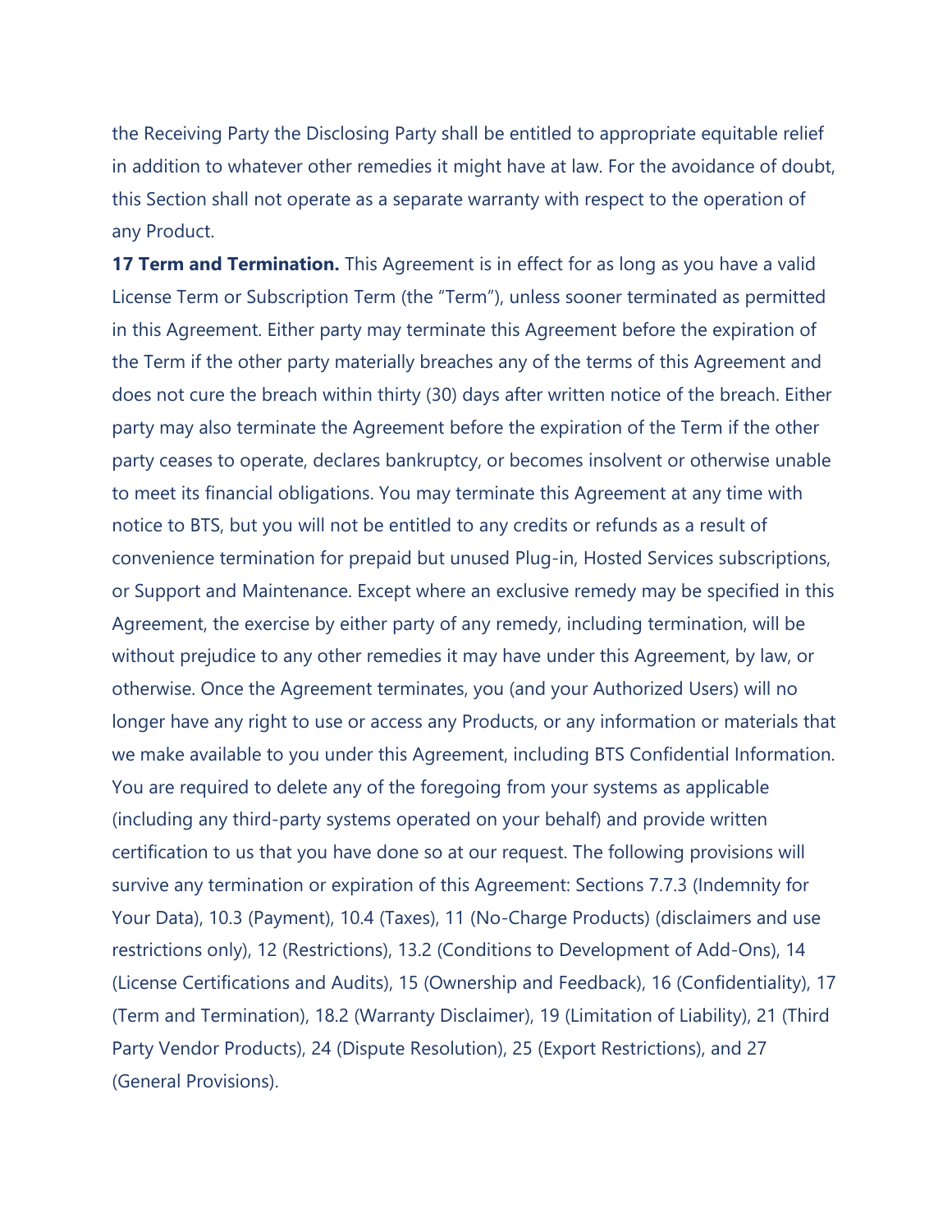the Receiving Party the Disclosing Party shall be entitled to appropriate equitable relief in addition to whatever other remedies it might have at law. For the avoidance of doubt, this Section shall not operate as a separate warranty with respect to the operation of any Product.

**17 Term and Termination.** This Agreement is in effect for as long as you have a valid License Term or Subscription Term (the "Term"), unless sooner terminated as permitted in this Agreement. Either party may terminate this Agreement before the expiration of the Term if the other party materially breaches any of the terms of this Agreement and does not cure the breach within thirty (30) days after written notice of the breach. Either party may also terminate the Agreement before the expiration of the Term if the other party ceases to operate, declares bankruptcy, or becomes insolvent or otherwise unable to meet its financial obligations. You may terminate this Agreement at any time with notice to BTS, but you will not be entitled to any credits or refunds as a result of convenience termination for prepaid but unused Plug-in, Hosted Services subscriptions, or Support and Maintenance. Except where an exclusive remedy may be specified in this Agreement, the exercise by either party of any remedy, including termination, will be without prejudice to any other remedies it may have under this Agreement, by law, or otherwise. Once the Agreement terminates, you (and your Authorized Users) will no longer have any right to use or access any Products, or any information or materials that we make available to you under this Agreement, including BTS Confidential Information. You are required to delete any of the foregoing from your systems as applicable (including any third-party systems operated on your behalf) and provide written certification to us that you have done so at our request. The following provisions will survive any termination or expiration of this Agreement: Sections 7.7.3 (Indemnity for Your Data), 10.3 (Payment), 10.4 (Taxes), 11 (No-Charge Products) (disclaimers and use restrictions only), 12 (Restrictions), 13.2 (Conditions to Development of Add-Ons), 14 (License Certifications and Audits), 15 (Ownership and Feedback), 16 (Confidentiality), 17 (Term and Termination), 18.2 (Warranty Disclaimer), 19 (Limitation of Liability), 21 (Third Party Vendor Products), 24 (Dispute Resolution), 25 (Export Restrictions), and 27 (General Provisions).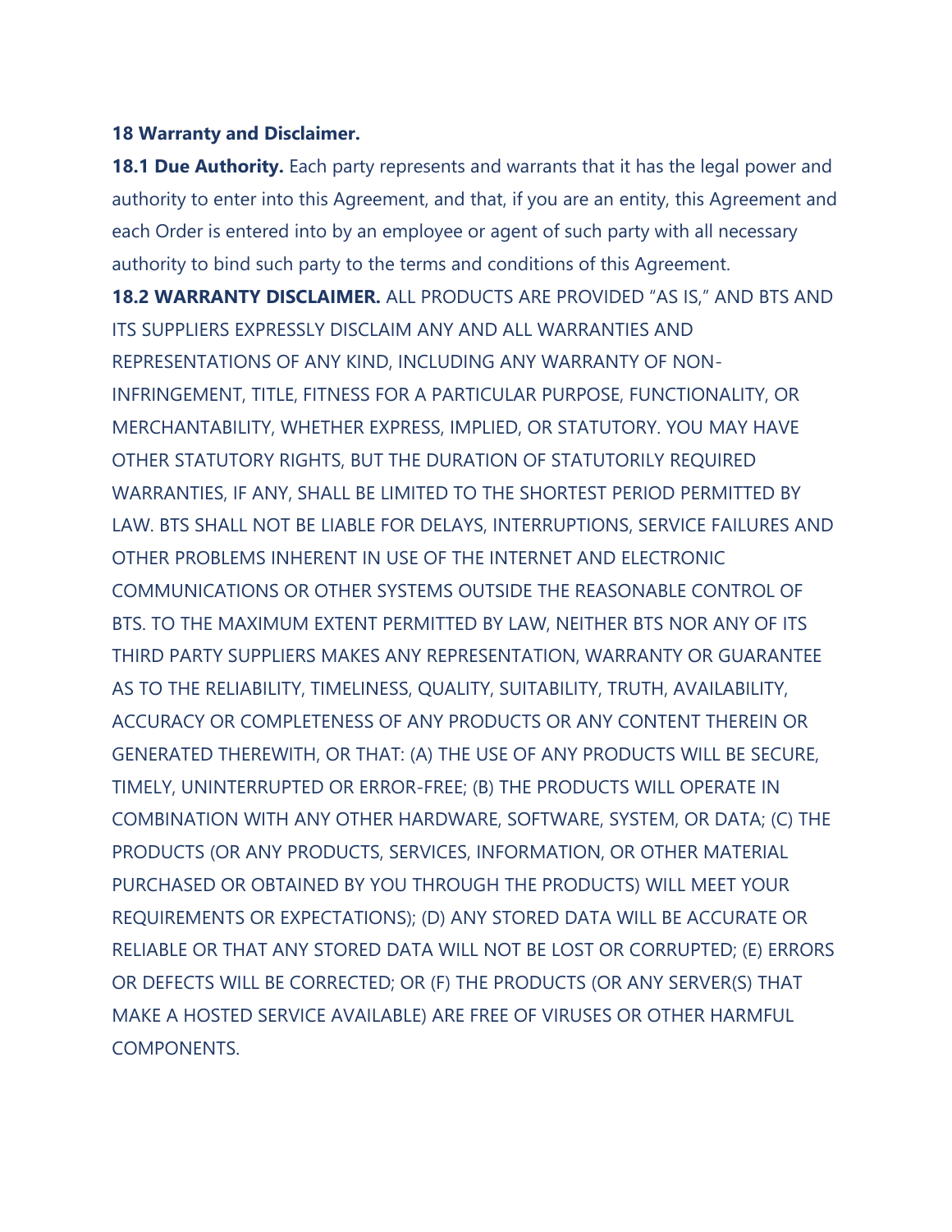**18 Warranty and Disclaimer.**

**18.1 Due Authority.** Each party represents and warrants that it has the legal power and authority to enter into this Agreement, and that, if you are an entity, this Agreement and each Order is entered into by an employee or agent of such party with all necessary authority to bind such party to the terms and conditions of this Agreement.

**18.2 WARRANTY DISCLAIMER.** ALL PRODUCTS ARE PROVIDED "AS IS," AND BTS AND ITS SUPPLIERS EXPRESSLY DISCLAIM ANY AND ALL WARRANTIES AND REPRESENTATIONS OF ANY KIND, INCLUDING ANY WARRANTY OF NON-INFRINGEMENT, TITLE, FITNESS FOR A PARTICULAR PURPOSE, FUNCTIONALITY, OR MERCHANTABILITY, WHETHER EXPRESS, IMPLIED, OR STATUTORY. YOU MAY HAVE OTHER STATUTORY RIGHTS, BUT THE DURATION OF STATUTORILY REQUIRED WARRANTIES, IF ANY, SHALL BE LIMITED TO THE SHORTEST PERIOD PERMITTED BY LAW. BTS SHALL NOT BE LIABLE FOR DELAYS, INTERRUPTIONS, SERVICE FAILURES AND OTHER PROBLEMS INHERENT IN USE OF THE INTERNET AND ELECTRONIC COMMUNICATIONS OR OTHER SYSTEMS OUTSIDE THE REASONABLE CONTROL OF BTS. TO THE MAXIMUM EXTENT PERMITTED BY LAW, NEITHER BTS NOR ANY OF ITS THIRD PARTY SUPPLIERS MAKES ANY REPRESENTATION, WARRANTY OR GUARANTEE AS TO THE RELIABILITY, TIMELINESS, QUALITY, SUITABILITY, TRUTH, AVAILABILITY, ACCURACY OR COMPLETENESS OF ANY PRODUCTS OR ANY CONTENT THEREIN OR GENERATED THEREWITH, OR THAT: (A) THE USE OF ANY PRODUCTS WILL BE SECURE, TIMELY, UNINTERRUPTED OR ERROR-FREE; (B) THE PRODUCTS WILL OPERATE IN COMBINATION WITH ANY OTHER HARDWARE, SOFTWARE, SYSTEM, OR DATA; (C) THE PRODUCTS (OR ANY PRODUCTS, SERVICES, INFORMATION, OR OTHER MATERIAL PURCHASED OR OBTAINED BY YOU THROUGH THE PRODUCTS) WILL MEET YOUR REQUIREMENTS OR EXPECTATIONS); (D) ANY STORED DATA WILL BE ACCURATE OR RELIABLE OR THAT ANY STORED DATA WILL NOT BE LOST OR CORRUPTED; (E) ERRORS OR DEFECTS WILL BE CORRECTED; OR (F) THE PRODUCTS (OR ANY SERVER(S) THAT MAKE A HOSTED SERVICE AVAILABLE) ARE FREE OF VIRUSES OR OTHER HARMFUL COMPONENTS.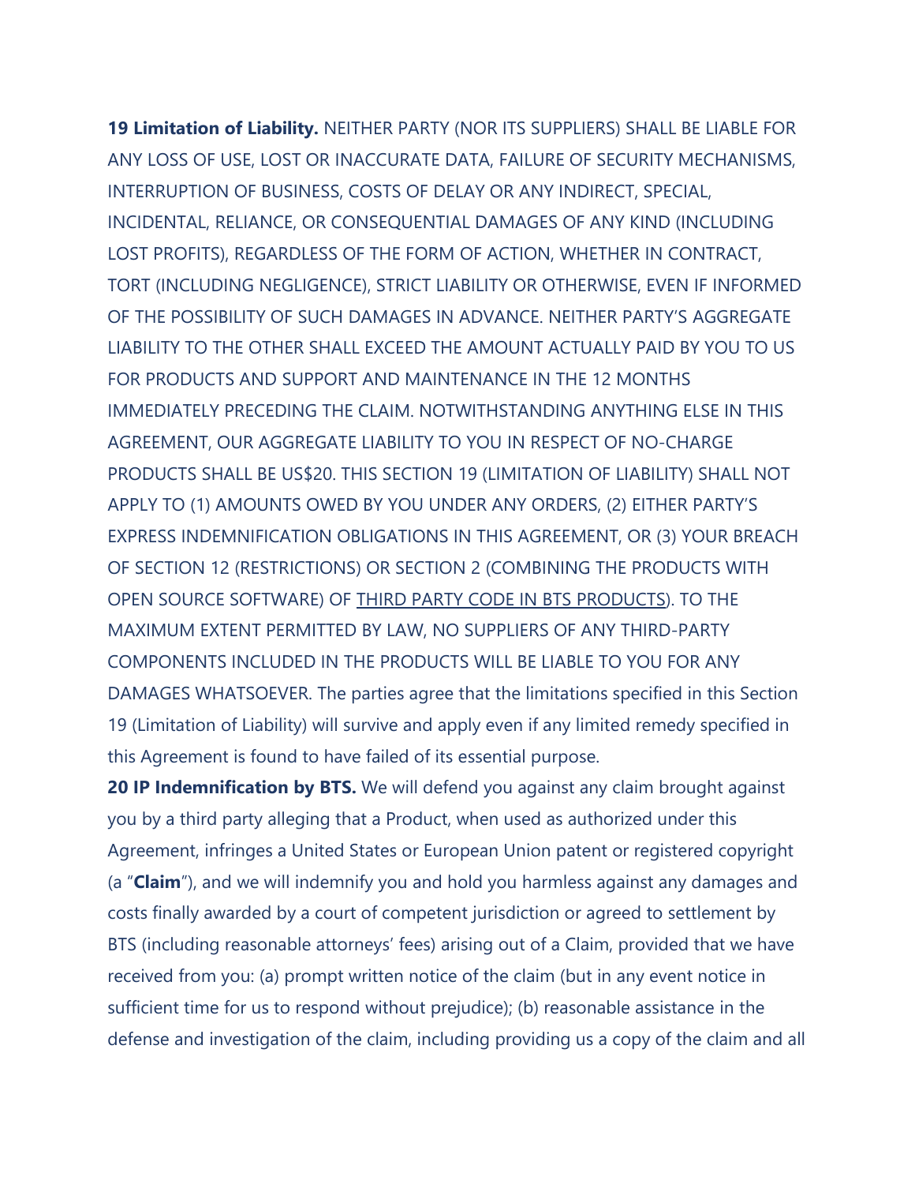**19 Limitation of Liability.** NEITHER PARTY (NOR ITS SUPPLIERS) SHALL BE LIABLE FOR ANY LOSS OF USE, LOST OR INACCURATE DATA, FAILURE OF SECURITY MECHANISMS, INTERRUPTION OF BUSINESS, COSTS OF DELAY OR ANY INDIRECT, SPECIAL, INCIDENTAL, RELIANCE, OR CONSEQUENTIAL DAMAGES OF ANY KIND (INCLUDING LOST PROFITS), REGARDLESS OF THE FORM OF ACTION, WHETHER IN CONTRACT, TORT (INCLUDING NEGLIGENCE), STRICT LIABILITY OR OTHERWISE, EVEN IF INFORMED OF THE POSSIBILITY OF SUCH DAMAGES IN ADVANCE. NEITHER PARTY'S AGGREGATE LIABILITY TO THE OTHER SHALL EXCEED THE AMOUNT ACTUALLY PAID BY YOU TO US FOR PRODUCTS AND SUPPORT AND MAINTENANCE IN THE 12 MONTHS IMMEDIATELY PRECEDING THE CLAIM. NOTWITHSTANDING ANYTHING ELSE IN THIS AGREEMENT, OUR AGGREGATE LIABILITY TO YOU IN RESPECT OF NO-CHARGE PRODUCTS SHALL BE US$20. THIS SECTION 19 (LIMITATION OF LIABILITY) SHALL NOT APPLY TO (1) AMOUNTS OWED BY YOU UNDER ANY ORDERS, (2) EITHER PARTY'S EXPRESS INDEMNIFICATION OBLIGATIONS IN THIS AGREEMENT, OR (3) YOUR BREACH OF SECTION 12 (RESTRICTIONS) OR SECTION 2 (COMBINING THE PRODUCTS WITH OPEN SOURCE SOFTWARE) OF THIRD PARTY CODE IN BTS PRODUCTS). TO THE MAXIMUM EXTENT PERMITTED BY LAW, NO SUPPLIERS OF ANY THIRD-PARTY COMPONENTS INCLUDED IN THE PRODUCTS WILL BE LIABLE TO YOU FOR ANY DAMAGES WHATSOEVER. The parties agree that the limitations specified in this Section 19 (Limitation of Liability) will survive and apply even if any limited remedy specified in this Agreement is found to have failed of its essential purpose.

**20 IP Indemnification by BTS.** We will defend you against any claim brought against you by a third party alleging that a Product, when used as authorized under this Agreement, infringes a United States or European Union patent or registered copyright (a "**Claim**"), and we will indemnify you and hold you harmless against any damages and costs finally awarded by a court of competent jurisdiction or agreed to settlement by BTS (including reasonable attorneys' fees) arising out of a Claim, provided that we have received from you: (a) prompt written notice of the claim (but in any event notice in sufficient time for us to respond without prejudice); (b) reasonable assistance in the defense and investigation of the claim, including providing us a copy of the claim and all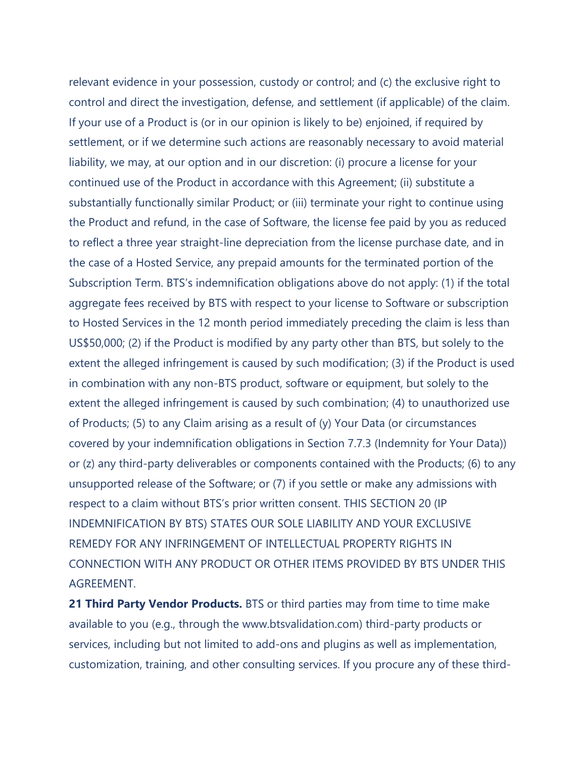relevant evidence in your possession, custody or control; and (c) the exclusive right to control and direct the investigation, defense, and settlement (if applicable) of the claim. If your use of a Product is (or in our opinion is likely to be) enjoined, if required by settlement, or if we determine such actions are reasonably necessary to avoid material liability, we may, at our option and in our discretion: (i) procure a license for your continued use of the Product in accordance with this Agreement; (ii) substitute a substantially functionally similar Product; or (iii) terminate your right to continue using the Product and refund, in the case of Software, the license fee paid by you as reduced to reflect a three year straight-line depreciation from the license purchase date, and in the case of a Hosted Service, any prepaid amounts for the terminated portion of the Subscription Term. BTS's indemnification obligations above do not apply: (1) if the total aggregate fees received by BTS with respect to your license to Software or subscription to Hosted Services in the 12 month period immediately preceding the claim is less than US$50,000; (2) if the Product is modified by any party other than BTS, but solely to the extent the alleged infringement is caused by such modification; (3) if the Product is used in combination with any non-BTS product, software or equipment, but solely to the extent the alleged infringement is caused by such combination; (4) to unauthorized use of Products; (5) to any Claim arising as a result of (y) Your Data (or circumstances covered by your indemnification obligations in Section 7.7.3 (Indemnity for Your Data)) or (z) any third-party deliverables or components contained with the Products; (6) to any unsupported release of the Software; or (7) if you settle or make any admissions with respect to a claim without BTS's prior written consent. THIS SECTION 20 (IP INDEMNIFICATION BY BTS) STATES OUR SOLE LIABILITY AND YOUR EXCLUSIVE REMEDY FOR ANY INFRINGEMENT OF INTELLECTUAL PROPERTY RIGHTS IN CONNECTION WITH ANY PRODUCT OR OTHER ITEMS PROVIDED BY BTS UNDER THIS AGREEMENT.

**21 Third Party Vendor Products.** BTS or third parties may from time to time make available to you (e.g., through the www.btsvalidation.com) third-party products or services, including but not limited to add-ons and plugins as well as implementation, customization, training, and other consulting services. If you procure any of these third-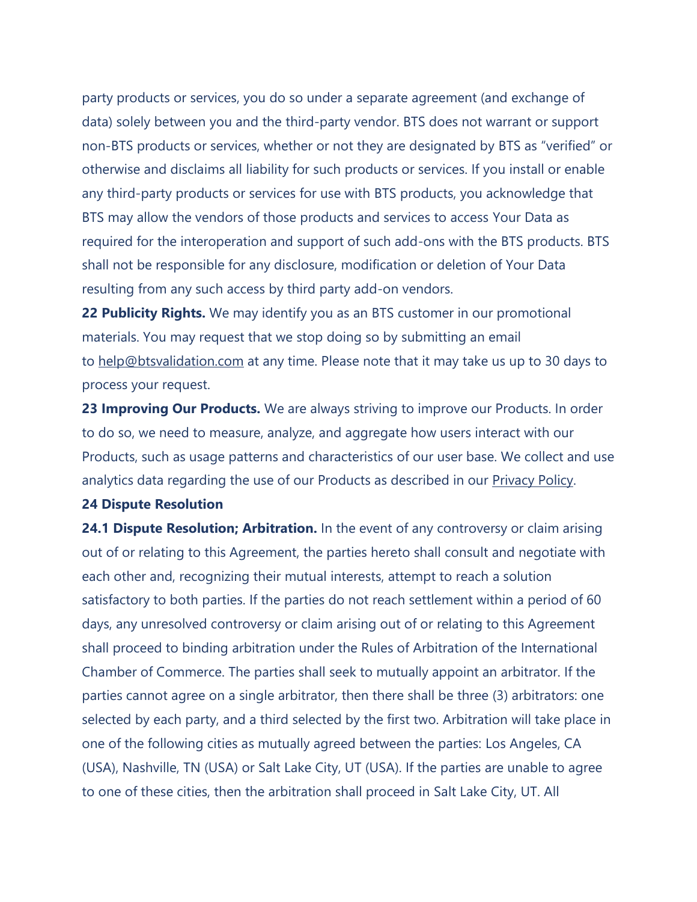party products or services, you do so under a separate agreement (and exchange of data) solely between you and the third-party vendor. BTS does not warrant or support non-BTS products or services, whether or not they are designated by BTS as “verified” or otherwise and disclaims all liability for such products or services. If you install or enable any third-party products or services for use with BTS products, you acknowledge that BTS may allow the vendors of those products and services to access Your Data as required for the interoperation and support of such add-ons with the BTS products. BTS shall not be responsible for any disclosure, modification or deletion of Your Data resulting from any such access by third party add-on vendors.

**22 Publicity Rights.** We may identify you as an BTS customer in our promotional materials. You may request that we stop doing so by submitting an email to help@btsvalidation.com at any time. Please note that it may take us up to 30 days to process your request.

**23 Improving Our Products.** We are always striving to improve our Products. In order to do so, we need to measure, analyze, and aggregate how users interact with our Products, such as usage patterns and characteristics of our user base. We collect and use analytics data regarding the use of our Products as described in our Privacy Policy.

**24 Dispute Resolution**

**24.1 Dispute Resolution; Arbitration.** In the event of any controversy or claim arising out of or relating to this Agreement, the parties hereto shall consult and negotiate with each other and, recognizing their mutual interests, attempt to reach a solution satisfactory to both parties. If the parties do not reach settlement within a period of 60 days, any unresolved controversy or claim arising out of or relating to this Agreement shall proceed to binding arbitration under the Rules of Arbitration of the International Chamber of Commerce. The parties shall seek to mutually appoint an arbitrator. If the parties cannot agree on a single arbitrator, then there shall be three (3) arbitrators: one selected by each party, and a third selected by the first two. Arbitration will take place in one of the following cities as mutually agreed between the parties: Los Angeles, CA (USA), Nashville, TN (USA) or Salt Lake City, UT (USA). If the parties are unable to agree to one of these cities, then the arbitration shall proceed in Salt Lake City, UT. All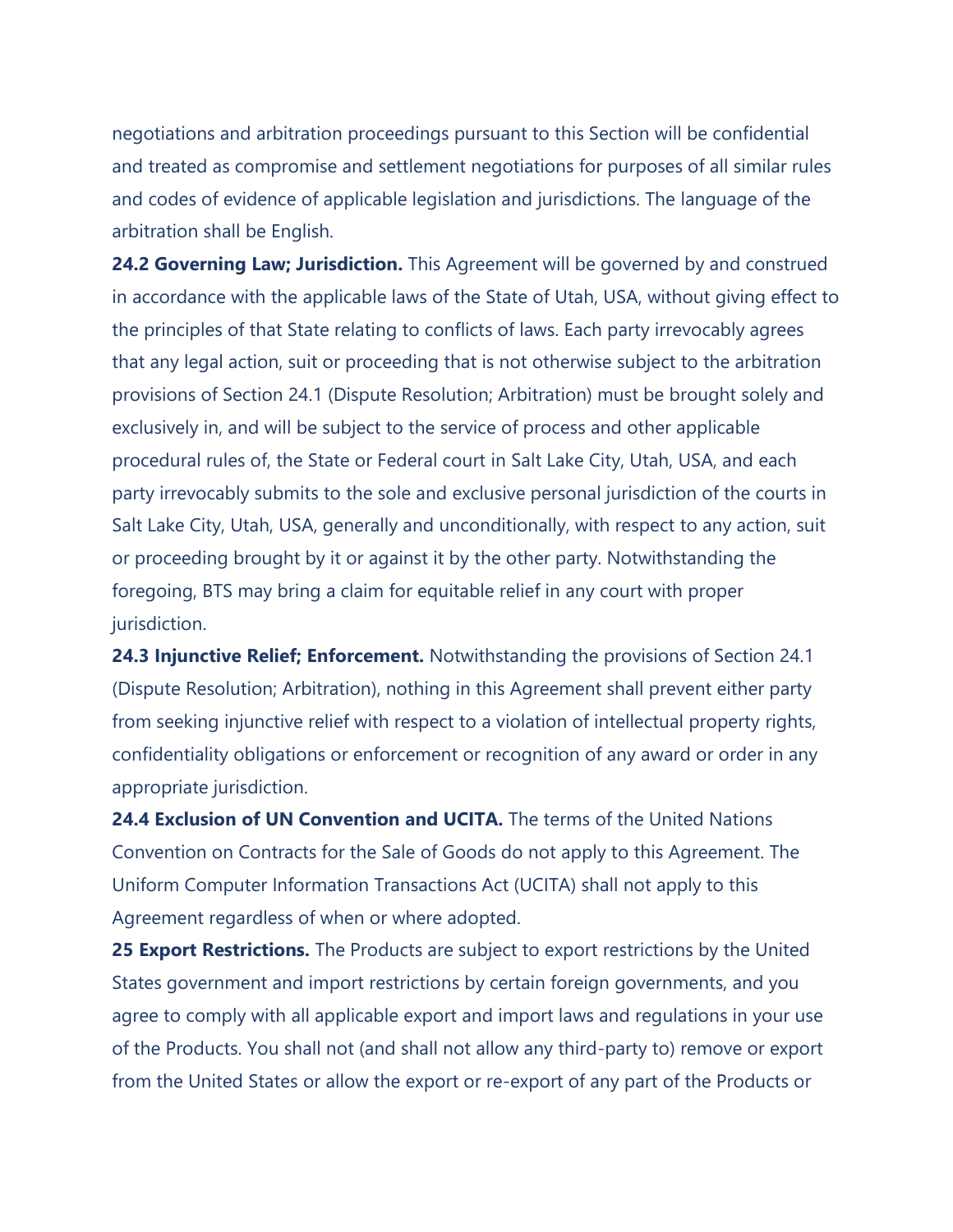negotiations and arbitration proceedings pursuant to this Section will be confidential and treated as compromise and settlement negotiations for purposes of all similar rules and codes of evidence of applicable legislation and jurisdictions. The language of the arbitration shall be English.

**24.2 Governing Law; Jurisdiction.** This Agreement will be governed by and construed in accordance with the applicable laws of the State of Utah, USA, without giving effect to the principles of that State relating to conflicts of laws. Each party irrevocably agrees that any legal action, suit or proceeding that is not otherwise subject to the arbitration provisions of Section 24.1 (Dispute Resolution; Arbitration) must be brought solely and exclusively in, and will be subject to the service of process and other applicable procedural rules of, the State or Federal court in Salt Lake City, Utah, USA, and each party irrevocably submits to the sole and exclusive personal jurisdiction of the courts in Salt Lake City, Utah, USA, generally and unconditionally, with respect to any action, suit or proceeding brought by it or against it by the other party. Notwithstanding the foregoing, BTS may bring a claim for equitable relief in any court with proper jurisdiction.

**24.3 Injunctive Relief; Enforcement.** Notwithstanding the provisions of Section 24.1 (Dispute Resolution; Arbitration), nothing in this Agreement shall prevent either party from seeking injunctive relief with respect to a violation of intellectual property rights, confidentiality obligations or enforcement or recognition of any award or order in any appropriate jurisdiction.

**24.4 Exclusion of UN Convention and UCITA.** The terms of the United Nations Convention on Contracts for the Sale of Goods do not apply to this Agreement. The Uniform Computer Information Transactions Act (UCITA) shall not apply to this Agreement regardless of when or where adopted.

**25 Export Restrictions.** The Products are subject to export restrictions by the United States government and import restrictions by certain foreign governments, and you agree to comply with all applicable export and import laws and regulations in your use of the Products. You shall not (and shall not allow any third-party to) remove or export from the United States or allow the export or re-export of any part of the Products or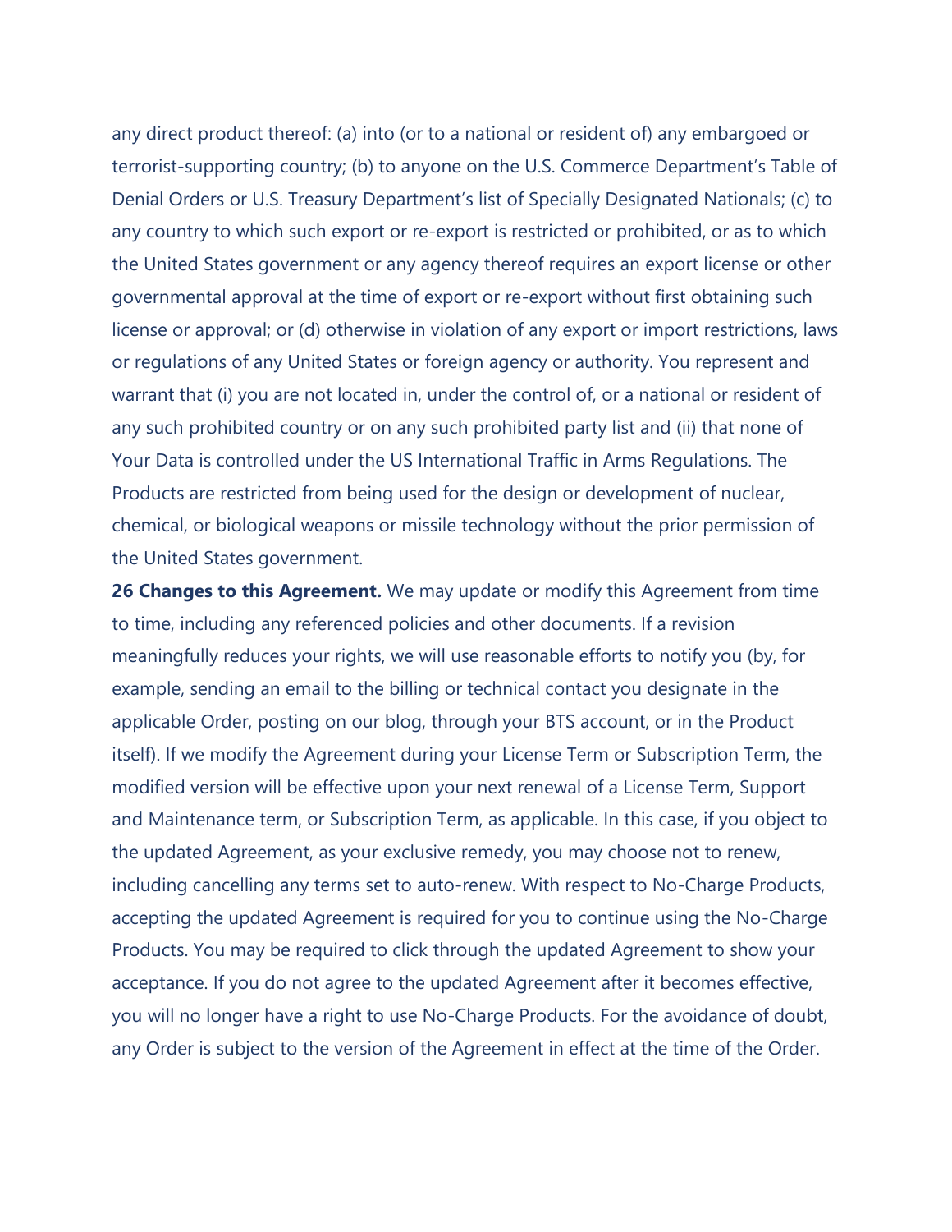any direct product thereof: (a) into (or to a national or resident of) any embargoed or terrorist-supporting country; (b) to anyone on the U.S. Commerce Department's Table of Denial Orders or U.S. Treasury Department's list of Specially Designated Nationals; (c) to any country to which such export or re-export is restricted or prohibited, or as to which the United States government or any agency thereof requires an export license or other governmental approval at the time of export or re-export without first obtaining such license or approval; or (d) otherwise in violation of any export or import restrictions, laws or regulations of any United States or foreign agency or authority. You represent and warrant that (i) you are not located in, under the control of, or a national or resident of any such prohibited country or on any such prohibited party list and (ii) that none of Your Data is controlled under the US International Traffic in Arms Regulations. The Products are restricted from being used for the design or development of nuclear, chemical, or biological weapons or missile technology without the prior permission of the United States government.

**26 Changes to this Agreement.** We may update or modify this Agreement from time to time, including any referenced policies and other documents. If a revision meaningfully reduces your rights, we will use reasonable efforts to notify you (by, for example, sending an email to the billing or technical contact you designate in the applicable Order, posting on our blog, through your BTS account, or in the Product itself). If we modify the Agreement during your License Term or Subscription Term, the modified version will be effective upon your next renewal of a License Term, Support and Maintenance term, or Subscription Term, as applicable. In this case, if you object to the updated Agreement, as your exclusive remedy, you may choose not to renew, including cancelling any terms set to auto-renew. With respect to No-Charge Products, accepting the updated Agreement is required for you to continue using the No-Charge Products. You may be required to click through the updated Agreement to show your acceptance. If you do not agree to the updated Agreement after it becomes effective, you will no longer have a right to use No-Charge Products. For the avoidance of doubt, any Order is subject to the version of the Agreement in effect at the time of the Order.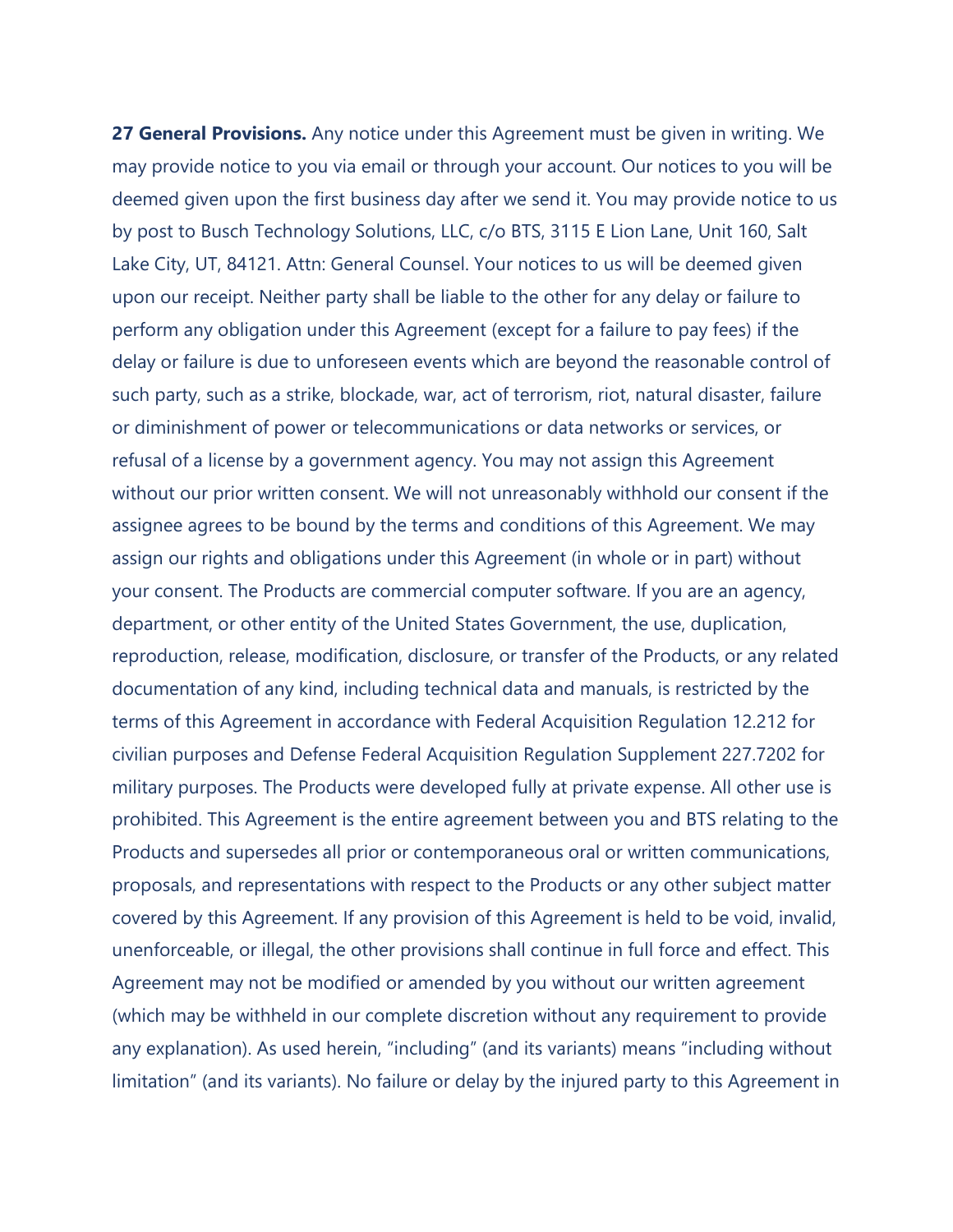**27 General Provisions.** Any notice under this Agreement must be given in writing. We may provide notice to you via email or through your account. Our notices to you will be deemed given upon the first business day after we send it. You may provide notice to us by post to Busch Technology Solutions, LLC, c/o BTS, 3115 E Lion Lane, Unit 160, Salt Lake City, UT, 84121. Attn: General Counsel. Your notices to us will be deemed given upon our receipt. Neither party shall be liable to the other for any delay or failure to perform any obligation under this Agreement (except for a failure to pay fees) if the delay or failure is due to unforeseen events which are beyond the reasonable control of such party, such as a strike, blockade, war, act of terrorism, riot, natural disaster, failure or diminishment of power or telecommunications or data networks or services, or refusal of a license by a government agency. You may not assign this Agreement without our prior written consent. We will not unreasonably withhold our consent if the assignee agrees to be bound by the terms and conditions of this Agreement. We may assign our rights and obligations under this Agreement (in whole or in part) without your consent. The Products are commercial computer software. If you are an agency, department, or other entity of the United States Government, the use, duplication, reproduction, release, modification, disclosure, or transfer of the Products, or any related documentation of any kind, including technical data and manuals, is restricted by the terms of this Agreement in accordance with Federal Acquisition Regulation 12.212 for civilian purposes and Defense Federal Acquisition Regulation Supplement 227.7202 for military purposes. The Products were developed fully at private expense. All other use is prohibited. This Agreement is the entire agreement between you and BTS relating to the Products and supersedes all prior or contemporaneous oral or written communications, proposals, and representations with respect to the Products or any other subject matter covered by this Agreement. If any provision of this Agreement is held to be void, invalid, unenforceable, or illegal, the other provisions shall continue in full force and effect. This Agreement may not be modified or amended by you without our written agreement (which may be withheld in our complete discretion without any requirement to provide any explanation). As used herein, "including" (and its variants) means "including without limitation" (and its variants). No failure or delay by the injured party to this Agreement in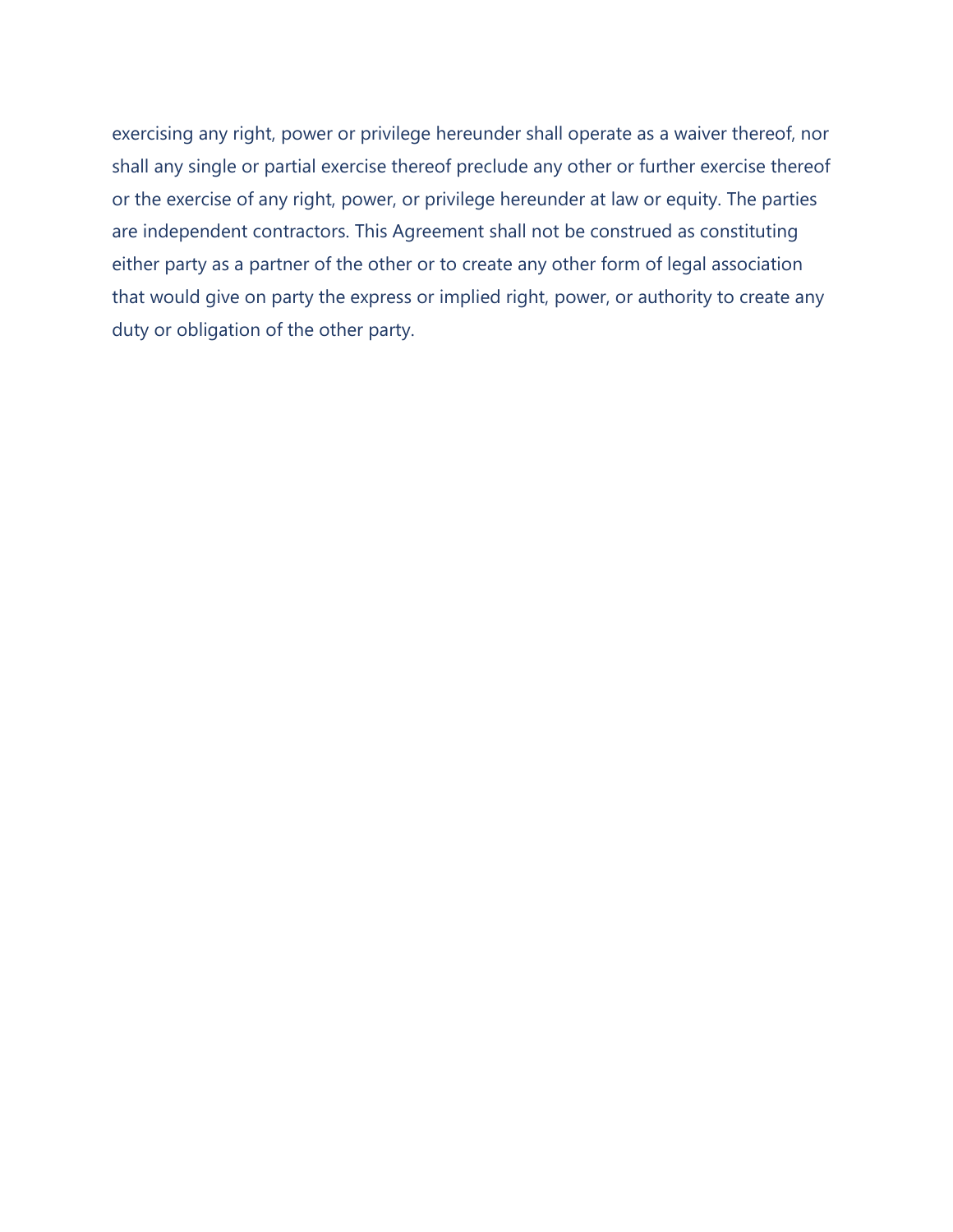exercising any right, power or privilege hereunder shall operate as a waiver thereof, nor shall any single or partial exercise thereof preclude any other or further exercise thereof or the exercise of any right, power, or privilege hereunder at law or equity. The parties are independent contractors. This Agreement shall not be construed as constituting either party as a partner of the other or to create any other form of legal association that would give on party the express or implied right, power, or authority to create any duty or obligation of the other party.